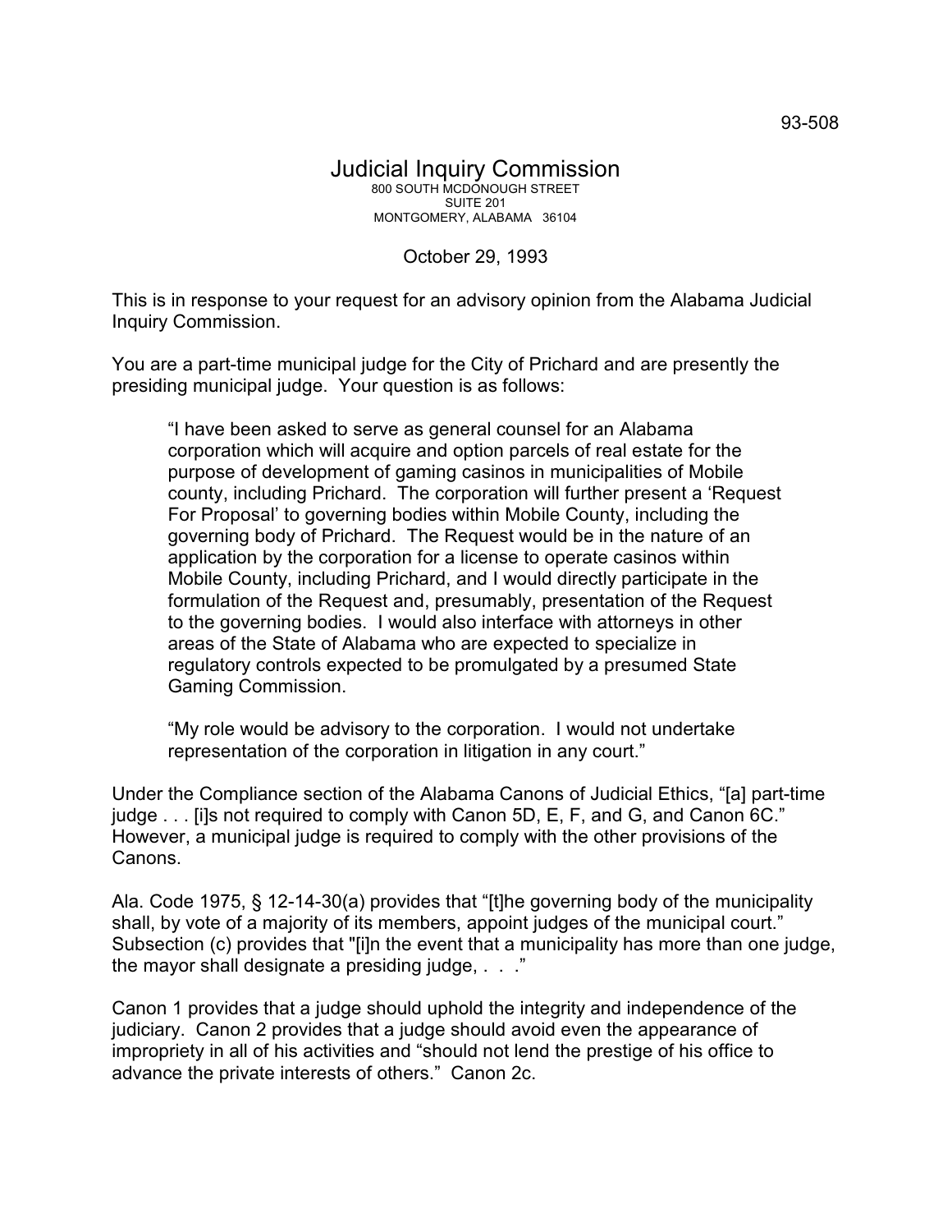93-508

# Judicial Inquiry Commission

800 SOUTH MCDONOUGH STREET
SUITE 201
MONTGOMERY, ALABAMA 36104

October 29, 1993

This is in response to your request for an advisory opinion from the Alabama Judicial Inquiry Commission.

You are a part-time municipal judge for the City of Prichard and are presently the presiding municipal judge. Your question is as follows:

> "I have been asked to serve as general counsel for an Alabama corporation which will acquire and option parcels of real estate for the purpose of development of gaming casinos in municipalities of Mobile county, including Prichard. The corporation will further present a 'Request For Proposal' to governing bodies within Mobile County, including the governing body of Prichard. The Request would be in the nature of an application by the corporation for a license to operate casinos within Mobile County, including Prichard, and I would directly participate in the formulation of the Request and, presumably, presentation of the Request to the governing bodies. I would also interface with attorneys in other areas of the State of Alabama who are expected to specialize in regulatory controls expected to be promulgated by a presumed State Gaming Commission.
>
> "My role would be advisory to the corporation. I would not undertake representation of the corporation in litigation in any court."

Under the Compliance section of the Alabama Canons of Judicial Ethics, "[a] part-time judge . . . [i]s not required to comply with Canon 5D, E, F, and G, and Canon 6C." However, a municipal judge is required to comply with the other provisions of the Canons.

Ala. Code 1975, § 12-14-30(a) provides that "[t]he governing body of the municipality shall, by vote of a majority of its members, appoint judges of the municipal court." Subsection (c) provides that "[i]n the event that a municipality has more than one judge, the mayor shall designate a presiding judge, . . ."

Canon 1 provides that a judge should uphold the integrity and independence of the judiciary. Canon 2 provides that a judge should avoid even the appearance of impropriety in all of his activities and "should not lend the prestige of his office to advance the private interests of others." Canon 2c.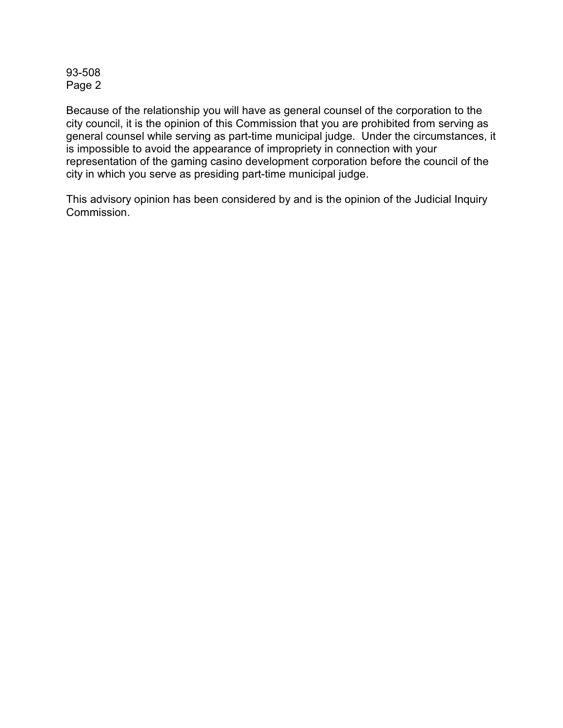Because of the relationship you will have as general counsel of the corporation to the city council, it is the opinion of this Commission that you are prohibited from serving as general counsel while serving as part-time municipal judge. Under the circumstances, it is impossible to avoid the appearance of impropriety in connection with your representation of the gaming casino development corporation before the council of the city in which you serve as presiding part-time municipal judge.

This advisory opinion has been considered by and is the opinion of the Judicial Inquiry Commission.